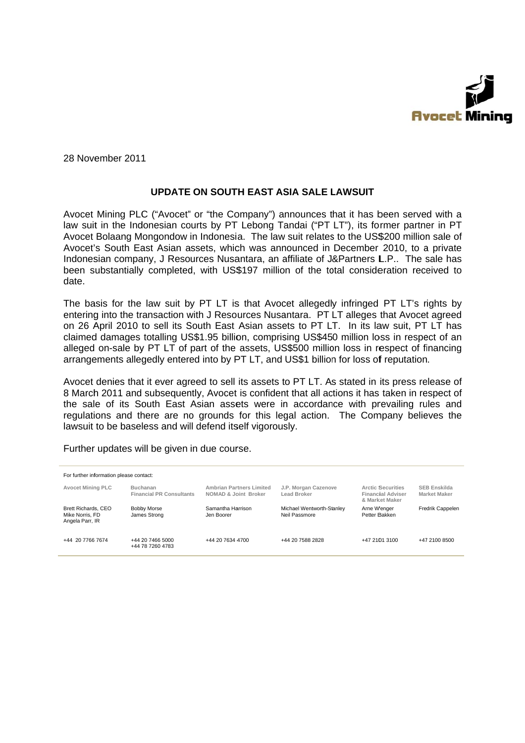28 November 2011

## UPDATE ON SOUTH EAST ASIA SALE LAWSUIT

Avocet Mining PLC ("Avocet" or "the Company") announces that it has been served with a law suit in the Indonesian courts by PT Lebong Tandai ("PT LT"), its former partner in PT Avocet Bolaang Mongondow in Indonesia. The law suit relates to the US$200 million sale of Avocet's South East Asian assets, which was announced in December 2010, to a private Indonesian company, J Resources Nusantara, an affiliate of J&Partners L.P.. The sale has been substantially completed, with US$197 million of the total consideration received to date.

The basis for the law suit by PT LT is that Avocet allegedly infringed PT LT's rights by entering into the transaction with J Resources Nusantara. PT LT alleges that Avocet agreed on 26 April 2010 to sell its South East Asian assets to PT LT. In its law suit, PT LT has claimed damages totalling US$1.95 billion, comprising US$450 million loss in respect of an alleged on-sale by PT LT of part of the assets, US$500 million loss in respect of financing arrangements allegedly entered into by PT LT, and US$1 billion for loss of reputation.

Avocet denies that it ever agreed to sell its assets to PT LT. As stated in its press release of 8 March 2011 and subsequently, Avocet is confident that all actions it has taken in respect of the sale of its South East Asian assets were in accordance with prevailing rules and regulations and there are no grounds for this legal action. The Company believes the lawsuit to be baseless and will defend itself vigorously.

Further updates will be given in due course.

For further information please contact:

| Avocet Mining PLC | Buchanan Financial PR Consultants | Ambrian Partners Limited NOMAD & Joint Broker | J.P. Morgan Cazenove Lead Broker | Arctic Securities Financial Adviser & Market Maker | SEB Enskilda Market Maker |
|---|---|---|---|---|---|
| Brett Richards, CEO<br>Mike Norris, FD<br>Angela Parr, IR | Bobby Morse<br>James Strong | Samantha Harrison<br>Jen Boorer | Michael Wentworth-Stanley<br>Neil Passmore | Arne Wenger<br>Petter Bakken | Fredrik Cappelen |
| +44 20 7766 7674 | +44 20 7466 5000<br>+44 78 7260 4783 | +44 20 7634 4700 | +44 20 7588 2828 | +47 2101 3100 | +47 2100 8500 |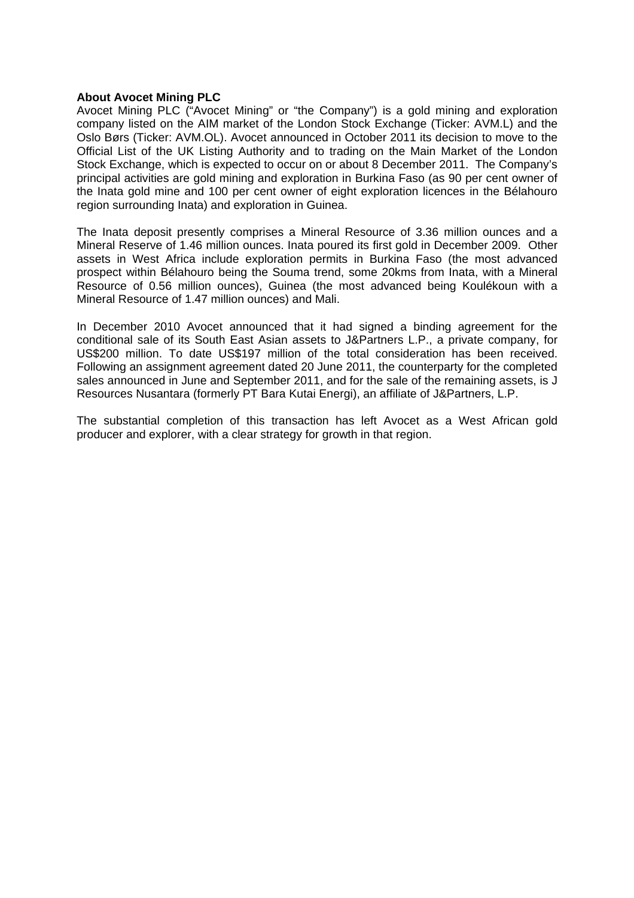**About Avocet Mining PLC**

Avocet Mining PLC ("Avocet Mining" or "the Company") is a gold mining and exploration company listed on the AIM market of the London Stock Exchange (Ticker: AVM.L) and the Oslo Børs (Ticker: AVM.OL). Avocet announced in October 2011 its decision to move to the Official List of the UK Listing Authority and to trading on the Main Market of the London Stock Exchange, which is expected to occur on or about 8 December 2011. The Company's principal activities are gold mining and exploration in Burkina Faso (as 90 per cent owner of the Inata gold mine and 100 per cent owner of eight exploration licences in the Bélahouro region surrounding Inata) and exploration in Guinea.

The Inata deposit presently comprises a Mineral Resource of 3.36 million ounces and a Mineral Reserve of 1.46 million ounces. Inata poured its first gold in December 2009. Other assets in West Africa include exploration permits in Burkina Faso (the most advanced prospect within Bélahouro being the Souma trend, some 20kms from Inata, with a Mineral Resource of 0.56 million ounces), Guinea (the most advanced being Koulékoun with a Mineral Resource of 1.47 million ounces) and Mali.

In December 2010 Avocet announced that it had signed a binding agreement for the conditional sale of its South East Asian assets to J&Partners L.P., a private company, for US$200 million. To date US$197 million of the total consideration has been received. Following an assignment agreement dated 20 June 2011, the counterparty for the completed sales announced in June and September 2011, and for the sale of the remaining assets, is J Resources Nusantara (formerly PT Bara Kutai Energi), an affiliate of J&Partners, L.P.

The substantial completion of this transaction has left Avocet as a West African gold producer and explorer, with a clear strategy for growth in that region.